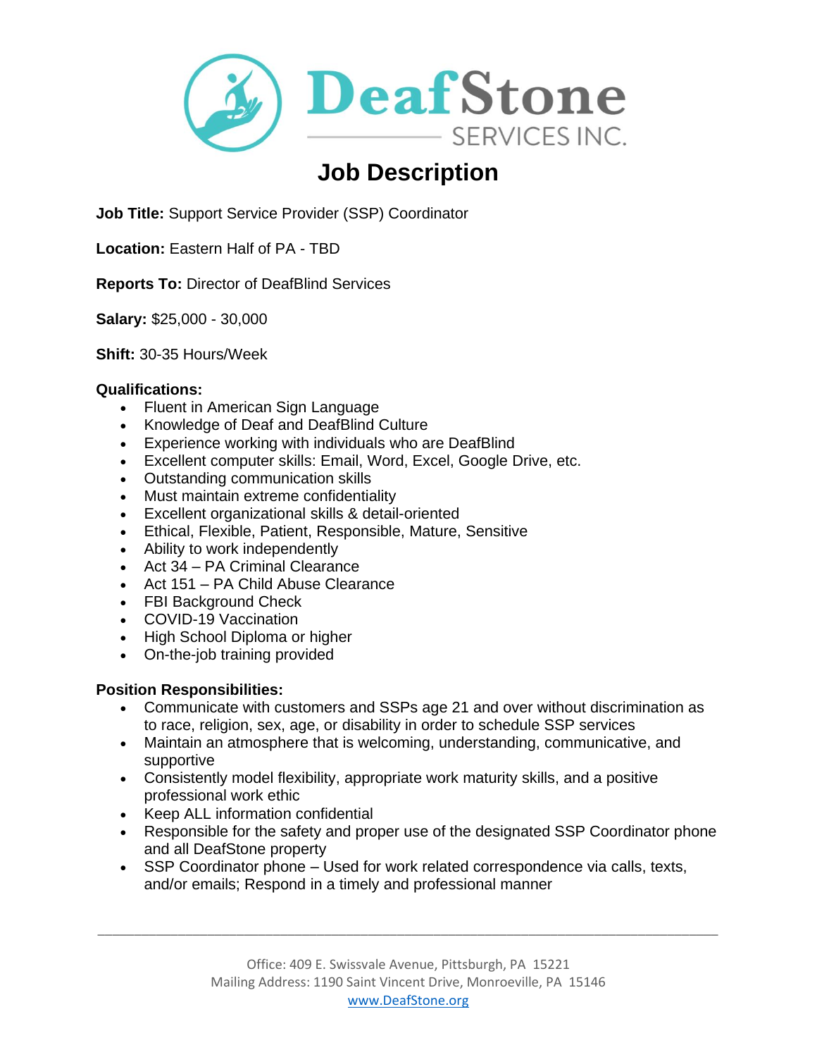# DeafStone SERVICES INC.

## Job Description

**Job Title:** Support Service Provider (SSP) Coordinator

**Location:** Eastern Half of PA - TBD

**Reports To:** Director of DeafBlind Services

**Salary:** $25,000 - 30,000

**Shift:** 30-35 Hours/Week

**Qualifications:**

- Fluent in American Sign Language
- Knowledge of Deaf and DeafBlind Culture
- Experience working with individuals who are DeafBlind
- Excellent computer skills: Email, Word, Excel, Google Drive, etc.
- Outstanding communication skills
- Must maintain extreme confidentiality
- Excellent organizational skills & detail-oriented
- Ethical, Flexible, Patient, Responsible, Mature, Sensitive
- Ability to work independently
- Act 34 – PA Criminal Clearance
- Act 151 – PA Child Abuse Clearance
- FBI Background Check
- COVID-19 Vaccination
- High School Diploma or higher
- On-the-job training provided

**Position Responsibilities:**

- Communicate with customers and SSPs age 21 and over without discrimination as to race, religion, sex, age, or disability in order to schedule SSP services
- Maintain an atmosphere that is welcoming, understanding, communicative, and supportive
- Consistently model flexibility, appropriate work maturity skills, and a positive professional work ethic
- Keep ALL information confidential
- Responsible for the safety and proper use of the designated SSP Coordinator phone and all DeafStone property
- SSP Coordinator phone – Used for work related correspondence via calls, texts, and/or emails; Respond in a timely and professional manner

Office: 409 E. Swissvale Avenue, Pittsburgh, PA 15221
Mailing Address: 1190 Saint Vincent Drive, Monroeville, PA 15146
www.DeafStone.org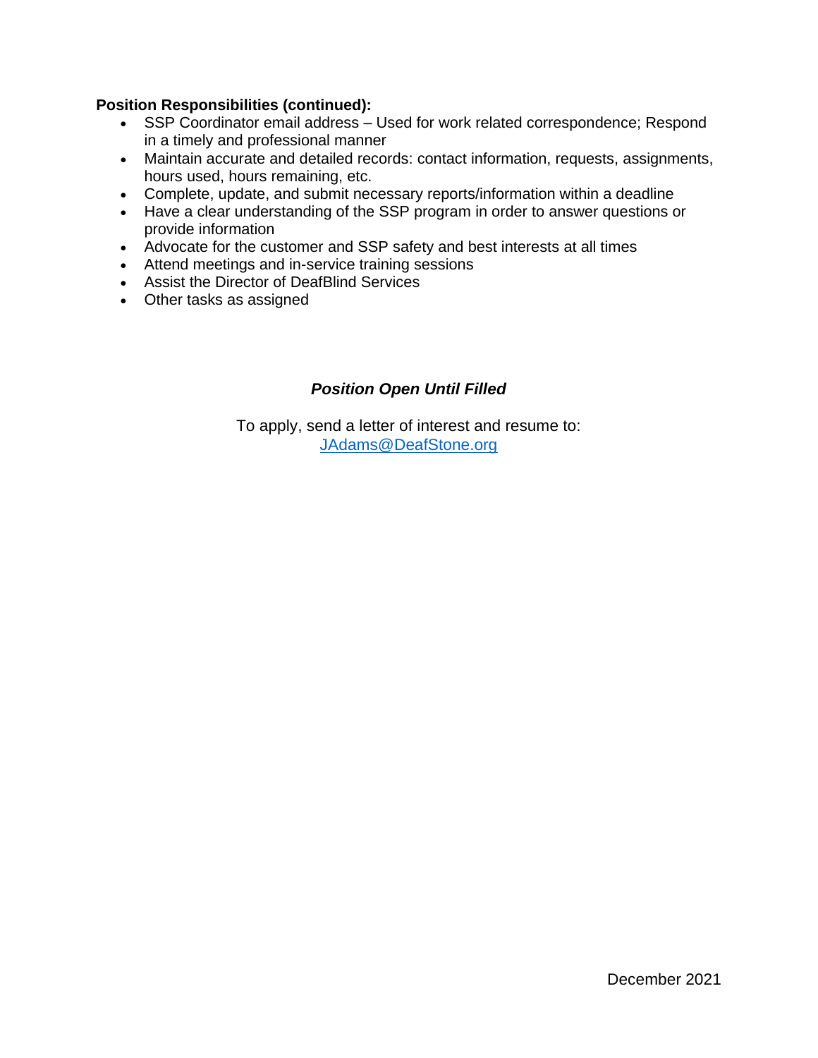**Position Responsibilities (continued):**

- SSP Coordinator email address – Used for work related correspondence; Respond in a timely and professional manner
- Maintain accurate and detailed records: contact information, requests, assignments, hours used, hours remaining, etc.
- Complete, update, and submit necessary reports/information within a deadline
- Have a clear understanding of the SSP program in order to answer questions or provide information
- Advocate for the customer and SSP safety and best interests at all times
- Attend meetings and in-service training sessions
- Assist the Director of DeafBlind Services
- Other tasks as assigned

***Position Open Until Filled***

To apply, send a letter of interest and resume to:
JAdams@DeafStone.org

December 2021